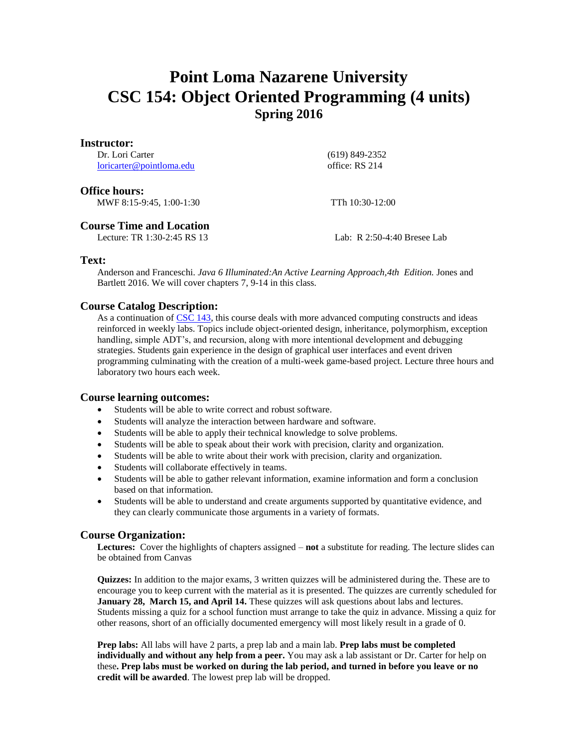# Point Loma Nazarene University
# CSC 154: Object Oriented Programming (4 units)
## Spring 2016

### Instructor:

Dr. Lori Carter
loricarter@pointloma.edu

(619) 849-2352
office: RS 214

### Office hours:

MWF 8:15-9:45, 1:00-1:30

TTh 10:30-12:00

### Course Time and Location

Lecture: TR 1:30-2:45 RS 13

Lab: R 2:50-4:40 Bresee Lab

### Text:

Anderson and Franceschi. *Java 6 Illuminated:An Active Learning Approach,4th Edition.* Jones and Bartlett 2016. We will cover chapters 7, 9-14 in this class.

### Course Catalog Description:

As a continuation of CSC 143, this course deals with more advanced computing constructs and ideas reinforced in weekly labs. Topics include object-oriented design, inheritance, polymorphism, exception handling, simple ADT's, and recursion, along with more intentional development and debugging strategies. Students gain experience in the design of graphical user interfaces and event driven programming culminating with the creation of a multi-week game-based project. Lecture three hours and laboratory two hours each week.

### Course learning outcomes:

- Students will be able to write correct and robust software.
- Students will analyze the interaction between hardware and software.
- Students will be able to apply their technical knowledge to solve problems.
- Students will be able to speak about their work with precision, clarity and organization.
- Students will be able to write about their work with precision, clarity and organization.
- Students will collaborate effectively in teams.
- Students will be able to gather relevant information, examine information and form a conclusion based on that information.
- Students will be able to understand and create arguments supported by quantitative evidence, and they can clearly communicate those arguments in a variety of formats.

### Course Organization:

**Lectures:** Cover the highlights of chapters assigned – **not** a substitute for reading. The lecture slides can be obtained from Canvas

**Quizzes:** In addition to the major exams, 3 written quizzes will be administered during the. These are to encourage you to keep current with the material as it is presented. The quizzes are currently scheduled for **January 28, March 15, and April 14.** These quizzes will ask questions about labs and lectures. Students missing a quiz for a school function must arrange to take the quiz in advance. Missing a quiz for other reasons, short of an officially documented emergency will most likely result in a grade of 0.

**Prep labs:** All labs will have 2 parts, a prep lab and a main lab. **Prep labs must be completed individually and without any help from a peer.** You may ask a lab assistant or Dr. Carter for help on these**. Prep labs must be worked on during the lab period, and turned in before you leave or no credit will be awarded**. The lowest prep lab will be dropped.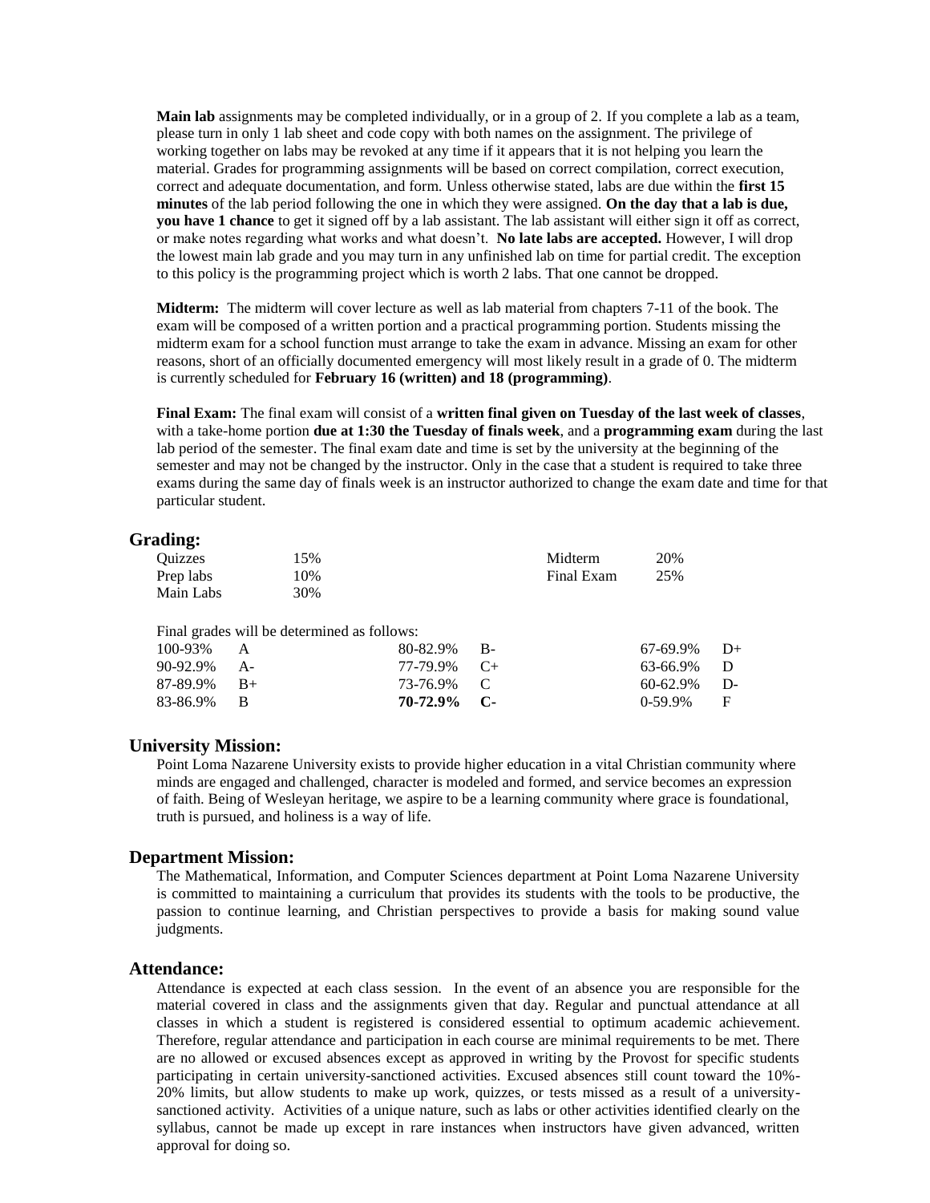**Main lab** assignments may be completed individually, or in a group of 2. If you complete a lab as a team, please turn in only 1 lab sheet and code copy with both names on the assignment. The privilege of working together on labs may be revoked at any time if it appears that it is not helping you learn the material. Grades for programming assignments will be based on correct compilation, correct execution, correct and adequate documentation, and form. Unless otherwise stated, labs are due within the **first 15 minutes** of the lab period following the one in which they were assigned. **On the day that a lab is due, you have 1 chance** to get it signed off by a lab assistant. The lab assistant will either sign it off as correct, or make notes regarding what works and what doesn't. **No late labs are accepted.** However, I will drop the lowest main lab grade and you may turn in any unfinished lab on time for partial credit. The exception to this policy is the programming project which is worth 2 labs. That one cannot be dropped.

**Midterm:** The midterm will cover lecture as well as lab material from chapters 7-11 of the book. The exam will be composed of a written portion and a practical programming portion. Students missing the midterm exam for a school function must arrange to take the exam in advance. Missing an exam for other reasons, short of an officially documented emergency will most likely result in a grade of 0. The midterm is currently scheduled for **February 16 (written) and 18 (programming)**.

**Final Exam:** The final exam will consist of a **written final given on Tuesday of the last week of classes**, with a take-home portion **due at 1:30 the Tuesday of finals week**, and a **programming exam** during the last lab period of the semester. The final exam date and time is set by the university at the beginning of the semester and may not be changed by the instructor. Only in the case that a student is required to take three exams during the same day of finals week is an instructor authorized to change the exam date and time for that particular student.

## Grading:

| | | | |
|---|---|---|---|
| Quizzes | 15% | Midterm | 20% |
| Prep labs | 10% | Final Exam | 25% |
| Main Labs | 30% | | |

Final grades will be determined as follows:

| | | | | | |
|---|---|---|---|---|---|
| 100-93% | A | 80-82.9% | B- | 67-69.9% | D+ |
| 90-92.9% | A- | 77-79.9% | C+ | 63-66.9% | D |
| 87-89.9% | B+ | 73-76.9% | C | 60-62.9% | D- |
| 83-86.9% | B | **70-72.9%** | **C-** | 0-59.9% | F |

## University Mission:

Point Loma Nazarene University exists to provide higher education in a vital Christian community where minds are engaged and challenged, character is modeled and formed, and service becomes an expression of faith. Being of Wesleyan heritage, we aspire to be a learning community where grace is foundational, truth is pursued, and holiness is a way of life.

## Department Mission:

The Mathematical, Information, and Computer Sciences department at Point Loma Nazarene University is committed to maintaining a curriculum that provides its students with the tools to be productive, the passion to continue learning, and Christian perspectives to provide a basis for making sound value judgments.

## Attendance:

Attendance is expected at each class session. In the event of an absence you are responsible for the material covered in class and the assignments given that day. Regular and punctual attendance at all classes in which a student is registered is considered essential to optimum academic achievement. Therefore, regular attendance and participation in each course are minimal requirements to be met. There are no allowed or excused absences except as approved in writing by the Provost for specific students participating in certain university-sanctioned activities. Excused absences still count toward the 10%-20% limits, but allow students to make up work, quizzes, or tests missed as a result of a university-sanctioned activity. Activities of a unique nature, such as labs or other activities identified clearly on the syllabus, cannot be made up except in rare instances when instructors have given advanced, written approval for doing so.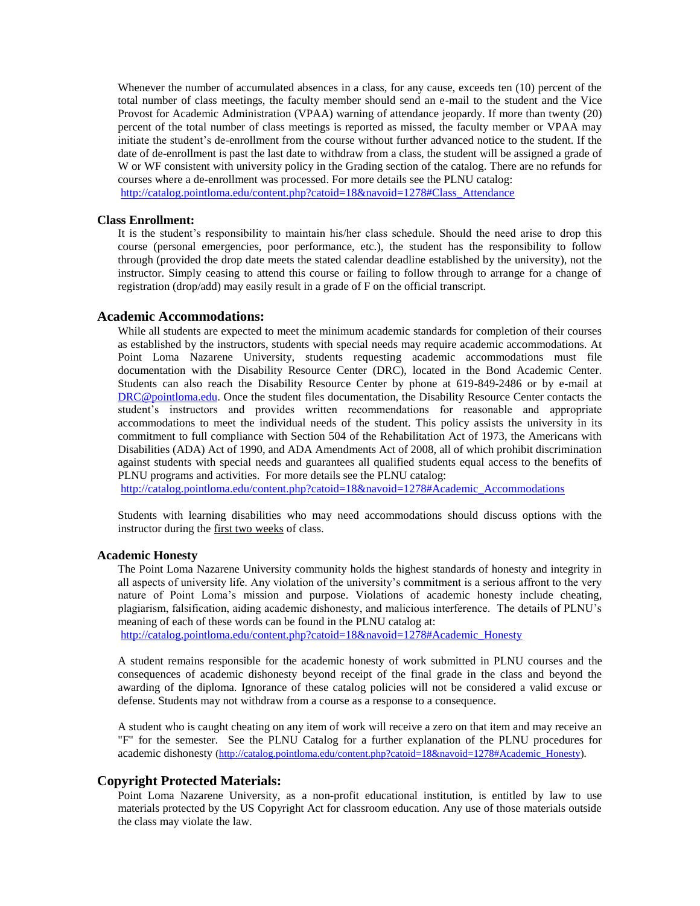Whenever the number of accumulated absences in a class, for any cause, exceeds ten (10) percent of the total number of class meetings, the faculty member should send an e-mail to the student and the Vice Provost for Academic Administration (VPAA) warning of attendance jeopardy. If more than twenty (20) percent of the total number of class meetings is reported as missed, the faculty member or VPAA may initiate the student's de-enrollment from the course without further advanced notice to the student. If the date of de-enrollment is past the last date to withdraw from a class, the student will be assigned a grade of W or WF consistent with university policy in the Grading section of the catalog. There are no refunds for courses where a de-enrollment was processed. For more details see the PLNU catalog: http://catalog.pointloma.edu/content.php?catoid=18&navoid=1278#Class_Attendance

### Class Enrollment:

It is the student's responsibility to maintain his/her class schedule. Should the need arise to drop this course (personal emergencies, poor performance, etc.), the student has the responsibility to follow through (provided the drop date meets the stated calendar deadline established by the university), not the instructor. Simply ceasing to attend this course or failing to follow through to arrange for a change of registration (drop/add) may easily result in a grade of F on the official transcript.

## Academic Accommodations:

While all students are expected to meet the minimum academic standards for completion of their courses as established by the instructors, students with special needs may require academic accommodations. At Point Loma Nazarene University, students requesting academic accommodations must file documentation with the Disability Resource Center (DRC), located in the Bond Academic Center. Students can also reach the Disability Resource Center by phone at 619-849-2486 or by e-mail at DRC@pointloma.edu. Once the student files documentation, the Disability Resource Center contacts the student's instructors and provides written recommendations for reasonable and appropriate accommodations to meet the individual needs of the student. This policy assists the university in its commitment to full compliance with Section 504 of the Rehabilitation Act of 1973, the Americans with Disabilities (ADA) Act of 1990, and ADA Amendments Act of 2008, all of which prohibit discrimination against students with special needs and guarantees all qualified students equal access to the benefits of PLNU programs and activities. For more details see the PLNU catalog: http://catalog.pointloma.edu/content.php?catoid=18&navoid=1278#Academic_Accommodations

Students with learning disabilities who may need accommodations should discuss options with the instructor during the first two weeks of class.

### Academic Honesty

The Point Loma Nazarene University community holds the highest standards of honesty and integrity in all aspects of university life. Any violation of the university's commitment is a serious affront to the very nature of Point Loma's mission and purpose. Violations of academic honesty include cheating, plagiarism, falsification, aiding academic dishonesty, and malicious interference. The details of PLNU's meaning of each of these words can be found in the PLNU catalog at: http://catalog.pointloma.edu/content.php?catoid=18&navoid=1278#Academic_Honesty

A student remains responsible for the academic honesty of work submitted in PLNU courses and the consequences of academic dishonesty beyond receipt of the final grade in the class and beyond the awarding of the diploma. Ignorance of these catalog policies will not be considered a valid excuse or defense. Students may not withdraw from a course as a response to a consequence.

A student who is caught cheating on any item of work will receive a zero on that item and may receive an "F" for the semester. See the PLNU Catalog for a further explanation of the PLNU procedures for academic dishonesty (http://catalog.pointloma.edu/content.php?catoid=18&navoid=1278#Academic_Honesty).

## Copyright Protected Materials:

Point Loma Nazarene University, as a non-profit educational institution, is entitled by law to use materials protected by the US Copyright Act for classroom education. Any use of those materials outside the class may violate the law.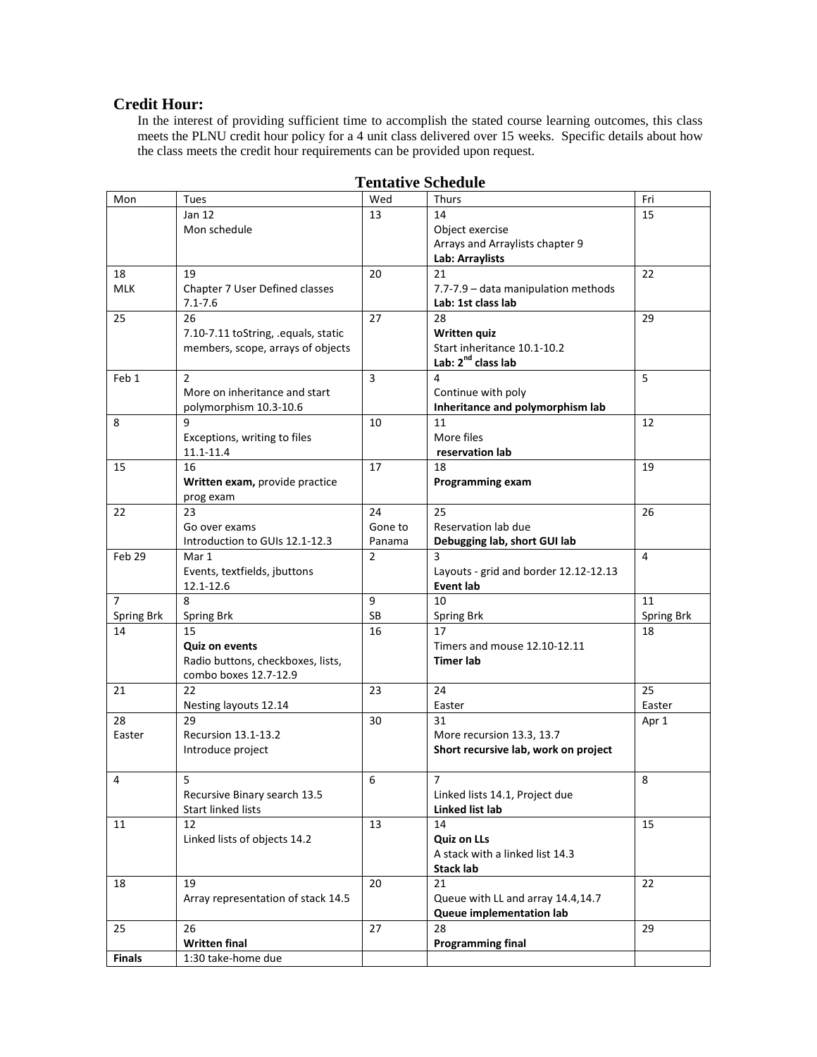## Credit Hour:

In the interest of providing sufficient time to accomplish the stated course learning outcomes, this class meets the PLNU credit hour policy for a 4 unit class delivered over 15 weeks. Specific details about how the class meets the credit hour requirements can be provided upon request.

### Tentative Schedule

| Mon | Tues | Wed | Thurs | Fri |
|---|---|---|---|---|
| | Jan 12<br>Mon schedule | 13 | 14<br>Object exercise<br>Arrays and Arraylists chapter 9<br>**Lab: Arraylists** | 15 |
| 18<br>MLK | 19<br>Chapter 7 User Defined classes<br>7.1-7.6 | 20 | 21<br>7.7-7.9 – data manipulation methods<br>**Lab: 1st class lab** | 22 |
| 25 | 26<br>7.10-7.11 toString, .equals, static members, scope, arrays of objects | 27 | 28<br>**Written quiz**<br>Start inheritance 10.1-10.2<br>**Lab: 2nd class lab** | 29 |
| Feb 1 | 2<br>More on inheritance and start polymorphism 10.3-10.6 | 3 | 4<br>Continue with poly<br>**Inheritance and polymorphism lab** | 5 |
| 8 | 9<br>Exceptions, writing to files<br>11.1-11.4 | 10 | 11<br>More files<br>**reservation lab** | 12 |
| 15 | 16<br>**Written exam,** provide practice prog exam | 17 | 18<br>**Programming exam** | 19 |
| 22 | 23<br>Go over exams<br>Introduction to GUIs 12.1-12.3 | 24<br>Gone to Panama | 25<br>Reservation lab due<br>**Debugging lab, short GUI lab** | 26 |
| Feb 29 | Mar 1<br>Events, textfields, jbuttons<br>12.1-12.6 | 2 | 3<br>Layouts - grid and border 12.12-12.13<br>**Event lab** | 4 |
| 7<br>Spring Brk | 8<br>Spring Brk | 9<br>SB | 10<br>Spring Brk | 11<br>Spring Brk |
| 14 | 15<br>**Quiz on events**<br>Radio buttons, checkboxes, lists, combo boxes 12.7-12.9 | 16 | 17<br>Timers and mouse 12.10-12.11<br>**Timer lab** | 18 |
| 21 | 22<br>Nesting layouts 12.14 | 23 | 24<br>Easter | 25<br>Easter |
| 28<br>Easter | 29<br>Recursion 13.1-13.2<br>Introduce project | 30 | 31<br>More recursion 13.3, 13.7<br>**Short recursive lab, work on project** | Apr 1 |
| 4 | 5<br>Recursive Binary search 13.5<br>Start linked lists | 6 | 7<br>Linked lists 14.1, Project due<br>**Linked list lab** | 8 |
| 11 | 12<br>Linked lists of objects 14.2 | 13 | 14<br>**Quiz on LLs**<br>A stack with a linked list 14.3<br>**Stack lab** | 15 |
| 18 | 19<br>Array representation of stack 14.5 | 20 | 21<br>Queue with LL and array 14.4,14.7<br>**Queue implementation lab** | 22 |
| 25 | 26<br>**Written final** | 27 | 28<br>**Programming final** | 29 |
| **Finals** | 1:30 take-home due | | | |